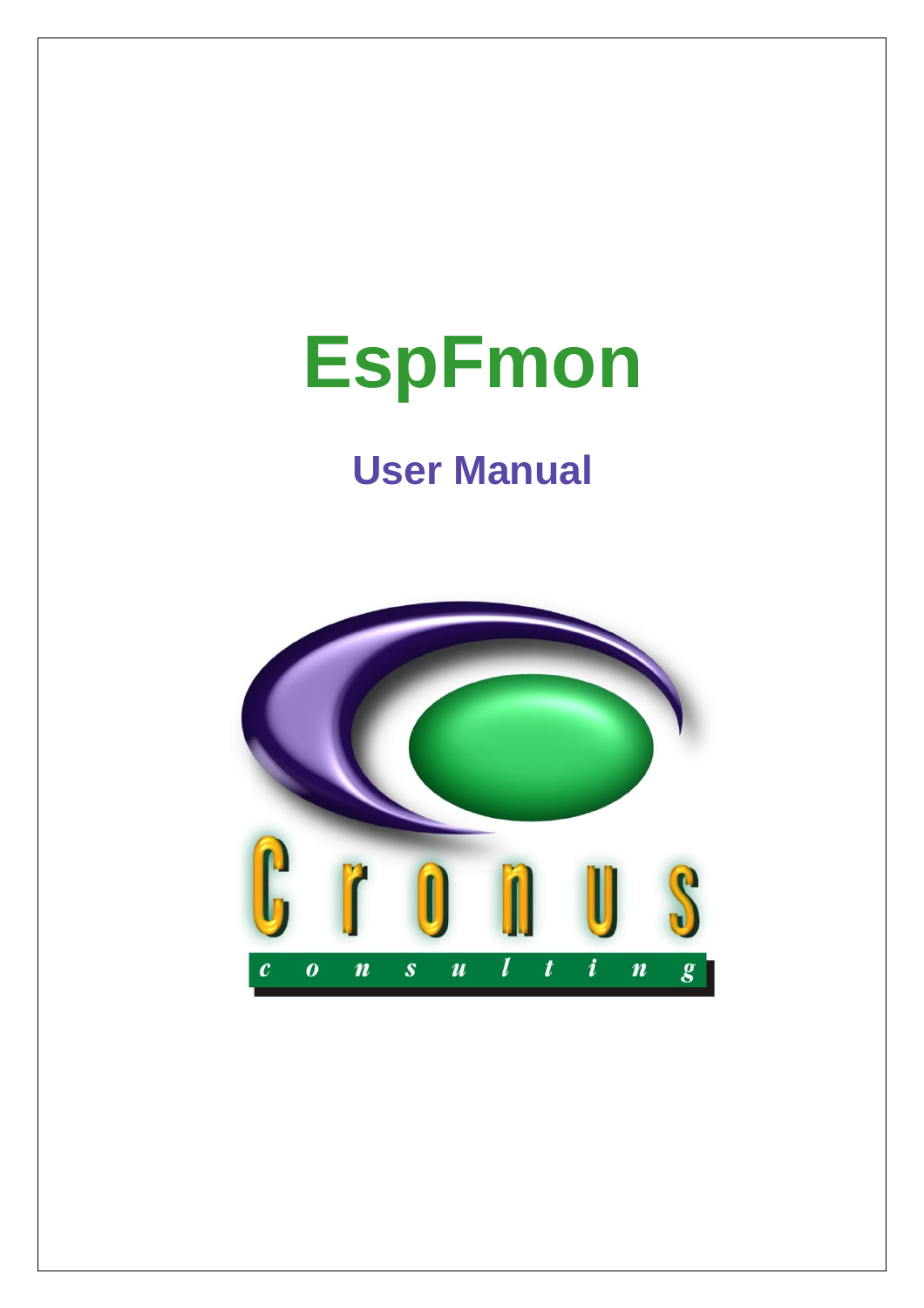# EspFmon

## User Manual

Cronus

consulting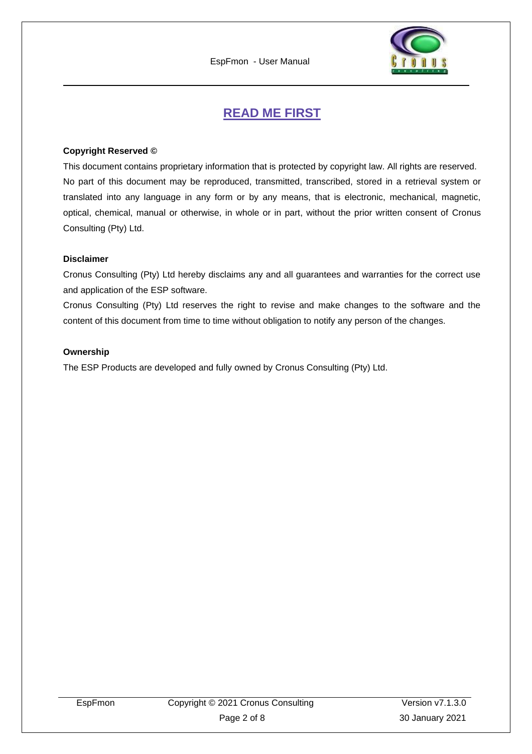# READ ME FIRST

**Copyright Reserved ©**

This document contains proprietary information that is protected by copyright law. All rights are reserved. No part of this document may be reproduced, transmitted, transcribed, stored in a retrieval system or translated into any language in any form or by any means, that is electronic, mechanical, magnetic, optical, chemical, manual or otherwise, in whole or in part, without the prior written consent of Cronus Consulting (Pty) Ltd.

**Disclaimer**

Cronus Consulting (Pty) Ltd hereby disclaims any and all guarantees and warranties for the correct use and application of the ESP software.

Cronus Consulting (Pty) Ltd reserves the right to revise and make changes to the software and the content of this document from time to time without obligation to notify any person of the changes.

**Ownership**

The ESP Products are developed and fully owned by Cronus Consulting (Pty) Ltd.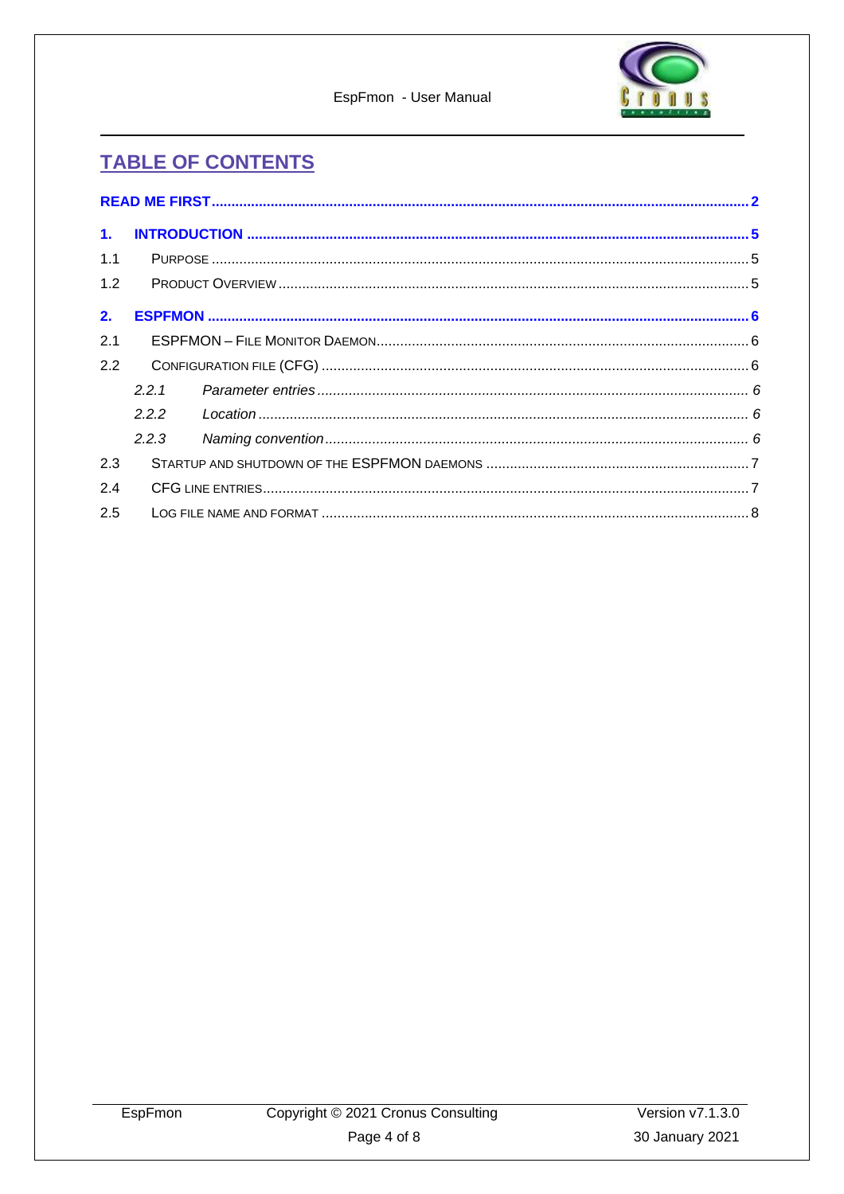# TABLE OF CONTENTS

**READ ME FIRST** ..... **2**

**1. INTRODUCTION** ..... **5**

1.1 PURPOSE ..... 5

1.2 PRODUCT OVERVIEW ..... 5

**2. ESPFMON** ..... **6**

2.1 ESPFMON – FILE MONITOR DAEMON ..... 6

2.2 CONFIGURATION FILE (CFG) ..... 6

*2.2.1 Parameter entries ..... 6*

*2.2.2 Location ..... 6*

*2.2.3 Naming convention ..... 6*

2.3 STARTUP AND SHUTDOWN OF THE ESPFMON DAEMONS ..... 7

2.4 CFG LINE ENTRIES ..... 7

2.5 LOG FILE NAME AND FORMAT ..... 8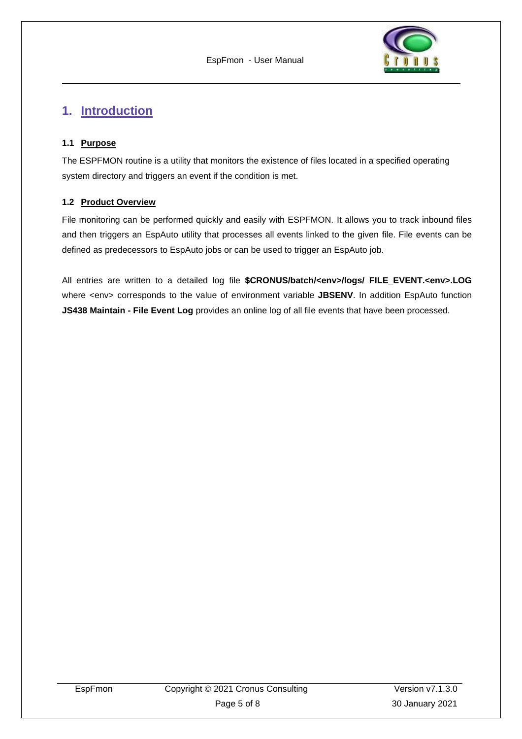# 1. Introduction

## 1.1 Purpose

The ESPFMON routine is a utility that monitors the existence of files located in a specified operating system directory and triggers an event if the condition is met.

## 1.2 Product Overview

File monitoring can be performed quickly and easily with ESPFMON. It allows you to track inbound files and then triggers an EspAuto utility that processes all events linked to the given file. File events can be defined as predecessors to EspAuto jobs or can be used to trigger an EspAuto job.

All entries are written to a detailed log file **$CRONUS/batch/<env>/logs/ FILE_EVENT.<env>.LOG** where <env> corresponds to the value of environment variable **JBSENV**. In addition EspAuto function **JS438 Maintain - File Event Log** provides an online log of all file events that have been processed.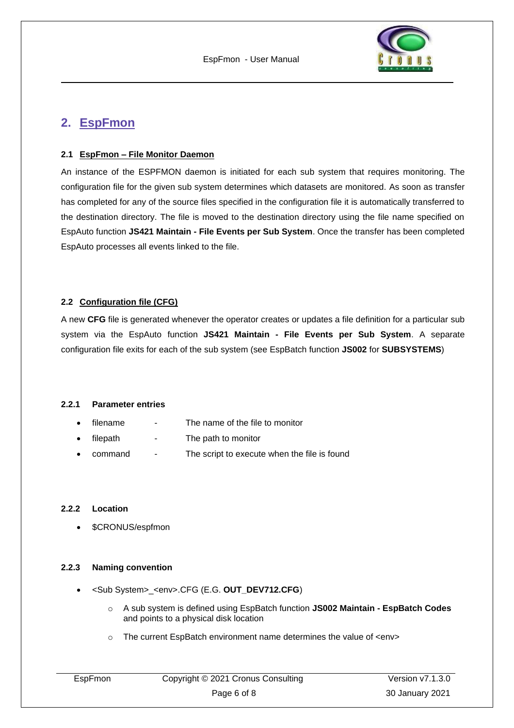# 2. EspFmon

## 2.1 EspFmon – File Monitor Daemon

An instance of the ESPFMON daemon is initiated for each sub system that requires monitoring. The configuration file for the given sub system determines which datasets are monitored. As soon as transfer has completed for any of the source files specified in the configuration file it is automatically transferred to the destination directory. The file is moved to the destination directory using the file name specified on EspAuto function **JS421 Maintain - File Events per Sub System**. Once the transfer has been completed EspAuto processes all events linked to the file.

## 2.2 Configuration file (CFG)

A new **CFG** file is generated whenever the operator creates or updates a file definition for a particular sub system via the EspAuto function **JS421 Maintain - File Events per Sub System**. A separate configuration file exits for each of the sub system (see EspBatch function **JS002** for **SUBSYSTEMS**)

### 2.2.1 Parameter entries

- filename - The name of the file to monitor
- filepath - The path to monitor
- command - The script to execute when the file is found

### 2.2.2 Location

- $CRONUS/espfmon

### 2.2.3 Naming convention

- <Sub System>_<env>.CFG (E.G. **OUT_DEV712.CFG**)
  - A sub system is defined using EspBatch function **JS002 Maintain - EspBatch Codes** and points to a physical disk location
  - The current EspBatch environment name determines the value of <env>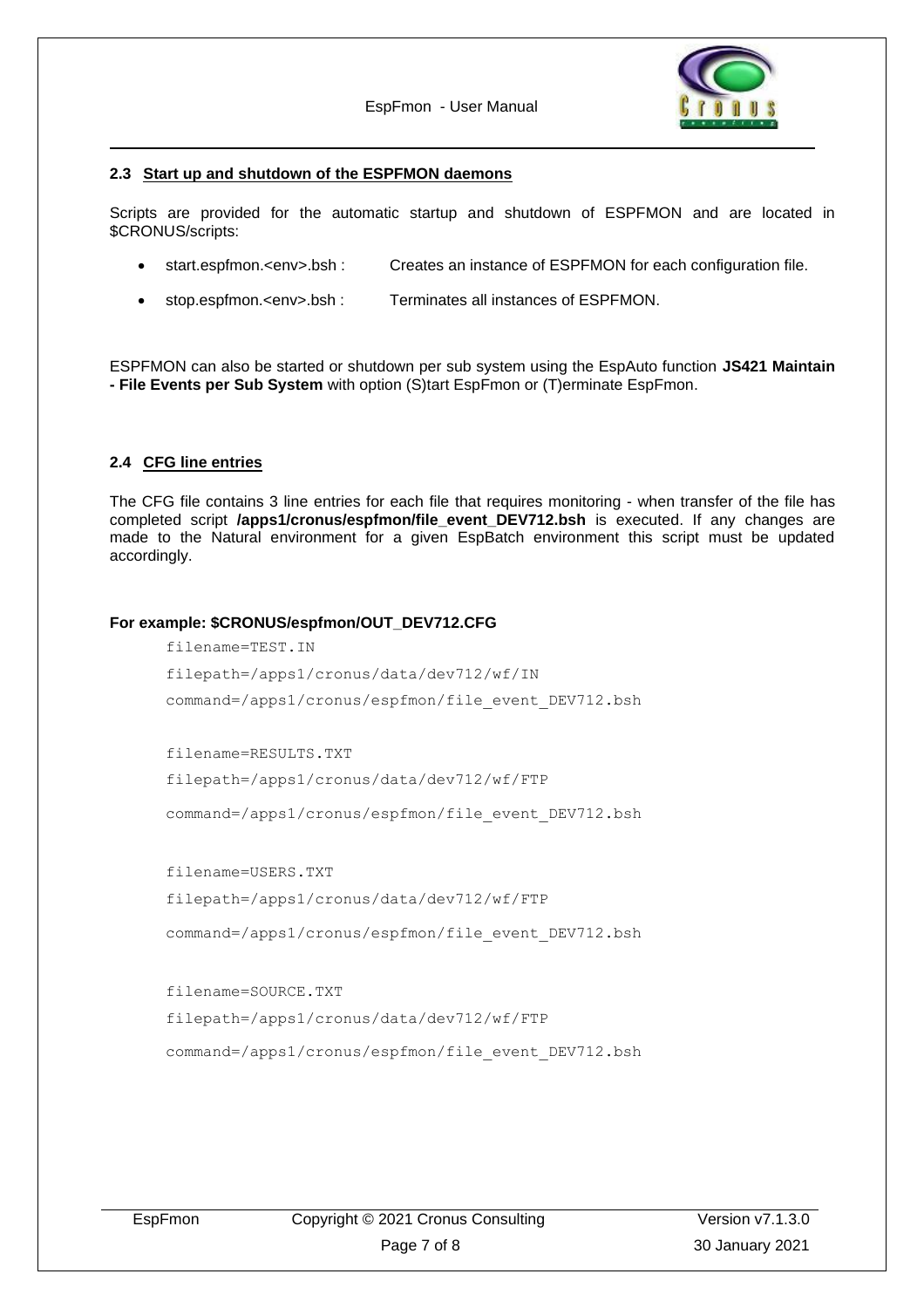## 2.3 Start up and shutdown of the ESPFMON daemons

Scripts are provided for the automatic startup and shutdown of ESPFMON and are located in $CRONUS/scripts:

- start.espfmon.<env>.bsh : Creates an instance of ESPFMON for each configuration file.
- stop.espfmon.<env>.bsh : Terminates all instances of ESPFMON.

ESPFMON can also be started or shutdown per sub system using the EspAuto function **JS421 Maintain - File Events per Sub System** with option (S)tart EspFmon or (T)erminate EspFmon.

## 2.4 CFG line entries

The CFG file contains 3 line entries for each file that requires monitoring - when transfer of the file has completed script **/apps1/cronus/espfmon/file_event_DEV712.bsh** is executed. If any changes are made to the Natural environment for a given EspBatch environment this script must be updated accordingly.

**For example: $CRONUS/espfmon/OUT_DEV712.CFG**

```
filename=TEST.IN
filepath=/apps1/cronus/data/dev712/wf/IN
command=/apps1/cronus/espfmon/file_event_DEV712.bsh

filename=RESULTS.TXT
filepath=/apps1/cronus/data/dev712/wf/FTP
command=/apps1/cronus/espfmon/file_event_DEV712.bsh

filename=USERS.TXT
filepath=/apps1/cronus/data/dev712/wf/FTP
command=/apps1/cronus/espfmon/file_event_DEV712.bsh

filename=SOURCE.TXT
filepath=/apps1/cronus/data/dev712/wf/FTP
command=/apps1/cronus/espfmon/file_event_DEV712.bsh
```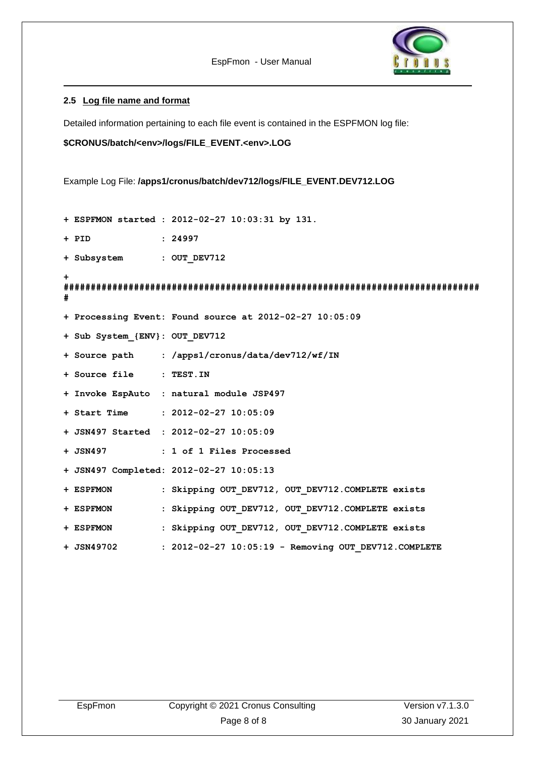### 2.5 Log file name and format

Detailed information pertaining to each file event is contained in the ESPFMON log file:

**$CRONUS/batch/<env>/logs/FILE_EVENT.<env>.LOG**

Example Log File: **/apps1/cronus/batch/dev712/logs/FILE_EVENT.DEV712.LOG**

```
+ ESPFMON started : 2012-02-27 10:03:31 by 131.
+ PID             : 24997
+ Subsystem       : OUT_DEV712
+
##########################################################################
#
+ Processing Event: Found source at 2012-02-27 10:05:09
+ Sub System_{ENV}: OUT_DEV712
+ Source path     : /apps1/cronus/data/dev712/wf/IN
+ Source file     : TEST.IN
+ Invoke EspAuto  : natural module JSP497
+ Start Time      : 2012-02-27 10:05:09
+ JSN497 Started  : 2012-02-27 10:05:09
+ JSN497          : 1 of 1 Files Processed
+ JSN497 Completed: 2012-02-27 10:05:13
+ ESPFMON         : Skipping OUT_DEV712, OUT_DEV712.COMPLETE exists
+ ESPFMON         : Skipping OUT_DEV712, OUT_DEV712.COMPLETE exists
+ ESPFMON         : Skipping OUT_DEV712, OUT_DEV712.COMPLETE exists
+ JSN49702        : 2012-02-27 10:05:19 - Removing OUT_DEV712.COMPLETE
```